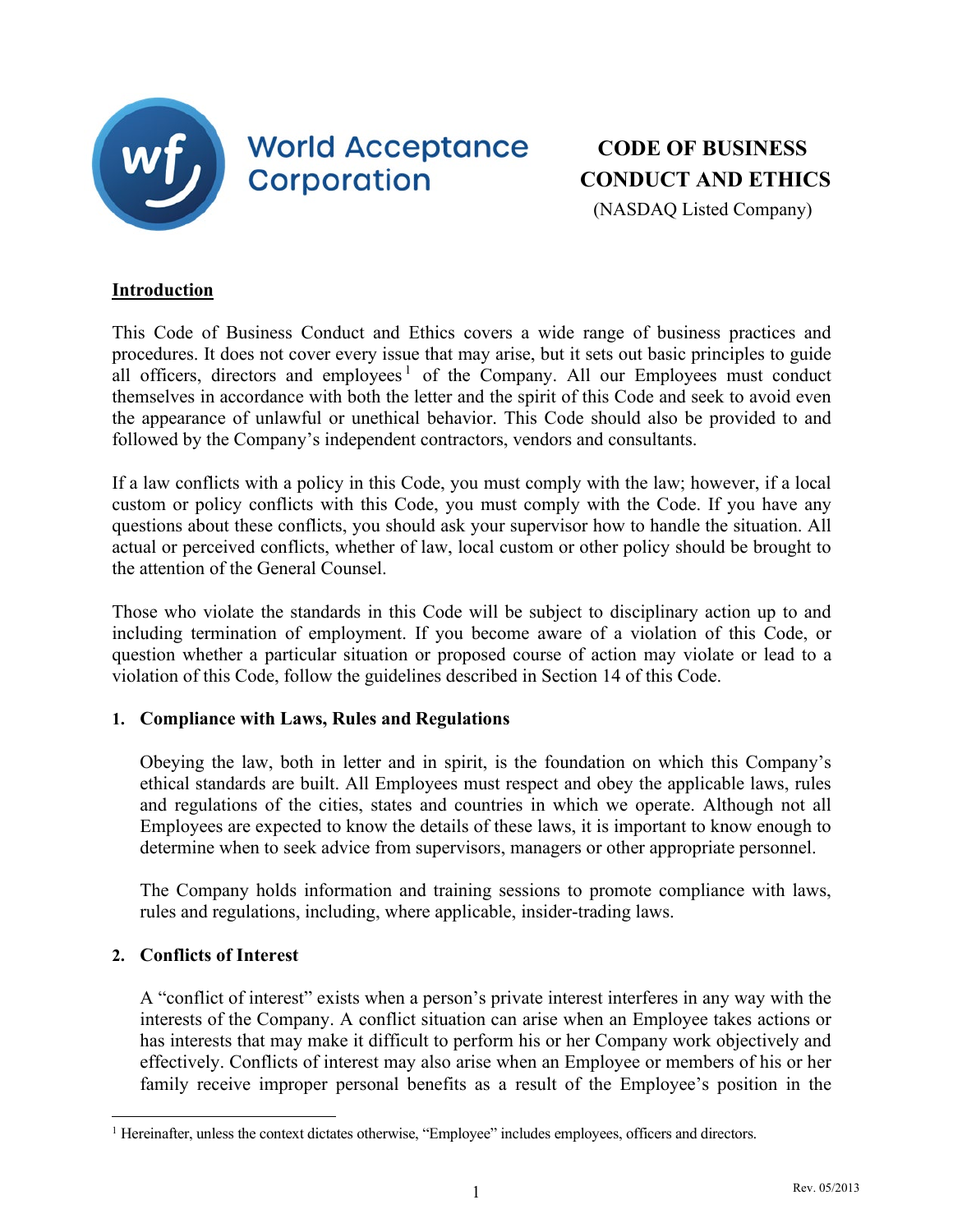World Acceptance Corporation

# CODE OF BUSINESS CONDUCT AND ETHICS

(NASDAQ Listed Company)

## Introduction

This Code of Business Conduct and Ethics covers a wide range of business practices and procedures. It does not cover every issue that may arise, but it sets out basic principles to guide all officers, directors and employees[1] of the Company. All our Employees must conduct themselves in accordance with both the letter and the spirit of this Code and seek to avoid even the appearance of unlawful or unethical behavior. This Code should also be provided to and followed by the Company's independent contractors, vendors and consultants.

If a law conflicts with a policy in this Code, you must comply with the law; however, if a local custom or policy conflicts with this Code, you must comply with the Code. If you have any questions about these conflicts, you should ask your supervisor how to handle the situation. All actual or perceived conflicts, whether of law, local custom or other policy should be brought to the attention of the General Counsel.

Those who violate the standards in this Code will be subject to disciplinary action up to and including termination of employment. If you become aware of a violation of this Code, or question whether a particular situation or proposed course of action may violate or lead to a violation of this Code, follow the guidelines described in Section 14 of this Code.

### 1. Compliance with Laws, Rules and Regulations

Obeying the law, both in letter and in spirit, is the foundation on which this Company's ethical standards are built. All Employees must respect and obey the applicable laws, rules and regulations of the cities, states and countries in which we operate. Although not all Employees are expected to know the details of these laws, it is important to know enough to determine when to seek advice from supervisors, managers or other appropriate personnel.

The Company holds information and training sessions to promote compliance with laws, rules and regulations, including, where applicable, insider-trading laws.

### 2. Conflicts of Interest

A "conflict of interest" exists when a person's private interest interferes in any way with the interests of the Company. A conflict situation can arise when an Employee takes actions or has interests that may make it difficult to perform his or her Company work objectively and effectively. Conflicts of interest may also arise when an Employee or members of his or her family receive improper personal benefits as a result of the Employee's position in the

[1] Hereinafter, unless the context dictates otherwise, "Employee" includes employees, officers and directors.

Rev. 05/2013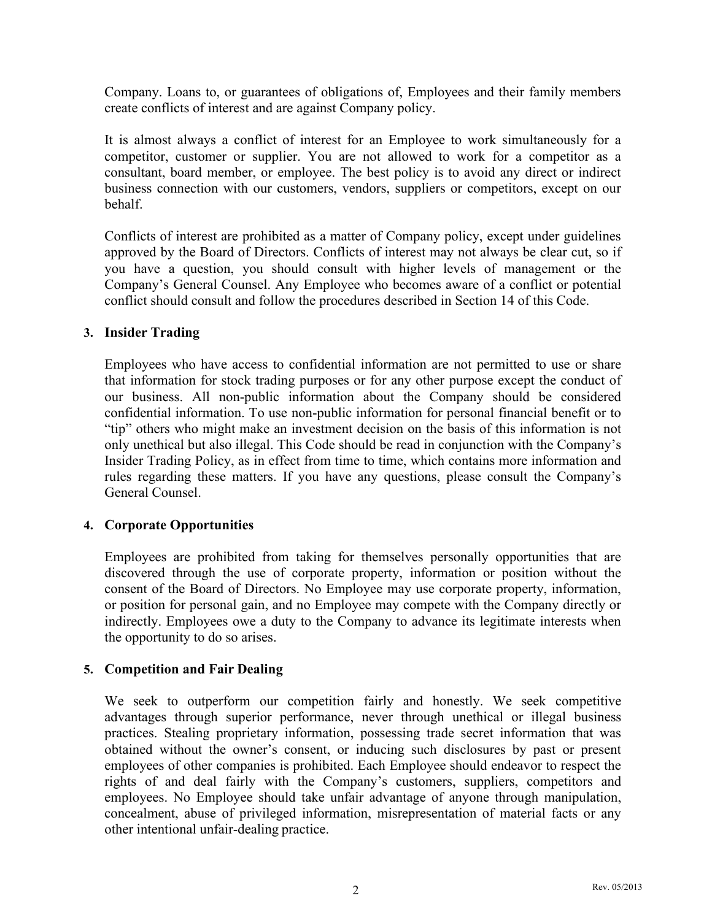Company. Loans to, or guarantees of obligations of, Employees and their family members create conflicts of interest and are against Company policy.

It is almost always a conflict of interest for an Employee to work simultaneously for a competitor, customer or supplier. You are not allowed to work for a competitor as a consultant, board member, or employee. The best policy is to avoid any direct or indirect business connection with our customers, vendors, suppliers or competitors, except on our behalf.

Conflicts of interest are prohibited as a matter of Company policy, except under guidelines approved by the Board of Directors. Conflicts of interest may not always be clear cut, so if you have a question, you should consult with higher levels of management or the Company's General Counsel. Any Employee who becomes aware of a conflict or potential conflict should consult and follow the procedures described in Section 14 of this Code.

### 3. Insider Trading

Employees who have access to confidential information are not permitted to use or share that information for stock trading purposes or for any other purpose except the conduct of our business. All non-public information about the Company should be considered confidential information. To use non-public information for personal financial benefit or to "tip" others who might make an investment decision on the basis of this information is not only unethical but also illegal. This Code should be read in conjunction with the Company's Insider Trading Policy, as in effect from time to time, which contains more information and rules regarding these matters. If you have any questions, please consult the Company's General Counsel.

### 4. Corporate Opportunities

Employees are prohibited from taking for themselves personally opportunities that are discovered through the use of corporate property, information or position without the consent of the Board of Directors. No Employee may use corporate property, information, or position for personal gain, and no Employee may compete with the Company directly or indirectly. Employees owe a duty to the Company to advance its legitimate interests when the opportunity to do so arises.

### 5. Competition and Fair Dealing

We seek to outperform our competition fairly and honestly. We seek competitive advantages through superior performance, never through unethical or illegal business practices. Stealing proprietary information, possessing trade secret information that was obtained without the owner's consent, or inducing such disclosures by past or present employees of other companies is prohibited. Each Employee should endeavor to respect the rights of and deal fairly with the Company's customers, suppliers, competitors and employees. No Employee should take unfair advantage of anyone through manipulation, concealment, abuse of privileged information, misrepresentation of material facts or any other intentional unfair-dealing practice.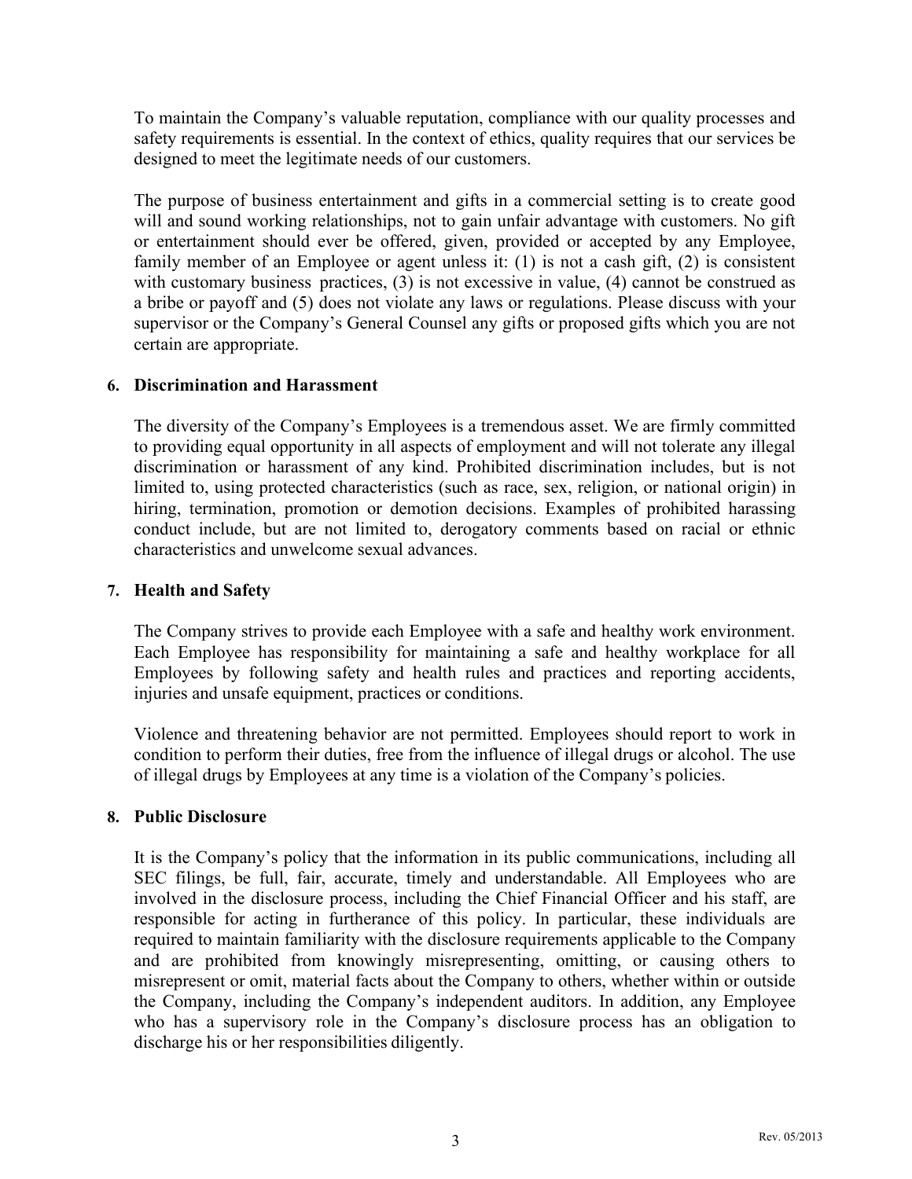To maintain the Company's valuable reputation, compliance with our quality processes and safety requirements is essential. In the context of ethics, quality requires that our services be designed to meet the legitimate needs of our customers.

The purpose of business entertainment and gifts in a commercial setting is to create good will and sound working relationships, not to gain unfair advantage with customers. No gift or entertainment should ever be offered, given, provided or accepted by any Employee, family member of an Employee or agent unless it: (1) is not a cash gift, (2) is consistent with customary business practices, (3) is not excessive in value, (4) cannot be construed as a bribe or payoff and (5) does not violate any laws or regulations. Please discuss with your supervisor or the Company's General Counsel any gifts or proposed gifts which you are not certain are appropriate.

### 6. Discrimination and Harassment

The diversity of the Company's Employees is a tremendous asset. We are firmly committed to providing equal opportunity in all aspects of employment and will not tolerate any illegal discrimination or harassment of any kind. Prohibited discrimination includes, but is not limited to, using protected characteristics (such as race, sex, religion, or national origin) in hiring, termination, promotion or demotion decisions. Examples of prohibited harassing conduct include, but are not limited to, derogatory comments based on racial or ethnic characteristics and unwelcome sexual advances.

### 7. Health and Safety

The Company strives to provide each Employee with a safe and healthy work environment. Each Employee has responsibility for maintaining a safe and healthy workplace for all Employees by following safety and health rules and practices and reporting accidents, injuries and unsafe equipment, practices or conditions.

Violence and threatening behavior are not permitted. Employees should report to work in condition to perform their duties, free from the influence of illegal drugs or alcohol. The use of illegal drugs by Employees at any time is a violation of the Company's policies.

### 8. Public Disclosure

It is the Company's policy that the information in its public communications, including all SEC filings, be full, fair, accurate, timely and understandable. All Employees who are involved in the disclosure process, including the Chief Financial Officer and his staff, are responsible for acting in furtherance of this policy. In particular, these individuals are required to maintain familiarity with the disclosure requirements applicable to the Company and are prohibited from knowingly misrepresenting, omitting, or causing others to misrepresent or omit, material facts about the Company to others, whether within or outside the Company, including the Company's independent auditors. In addition, any Employee who has a supervisory role in the Company's disclosure process has an obligation to discharge his or her responsibilities diligently.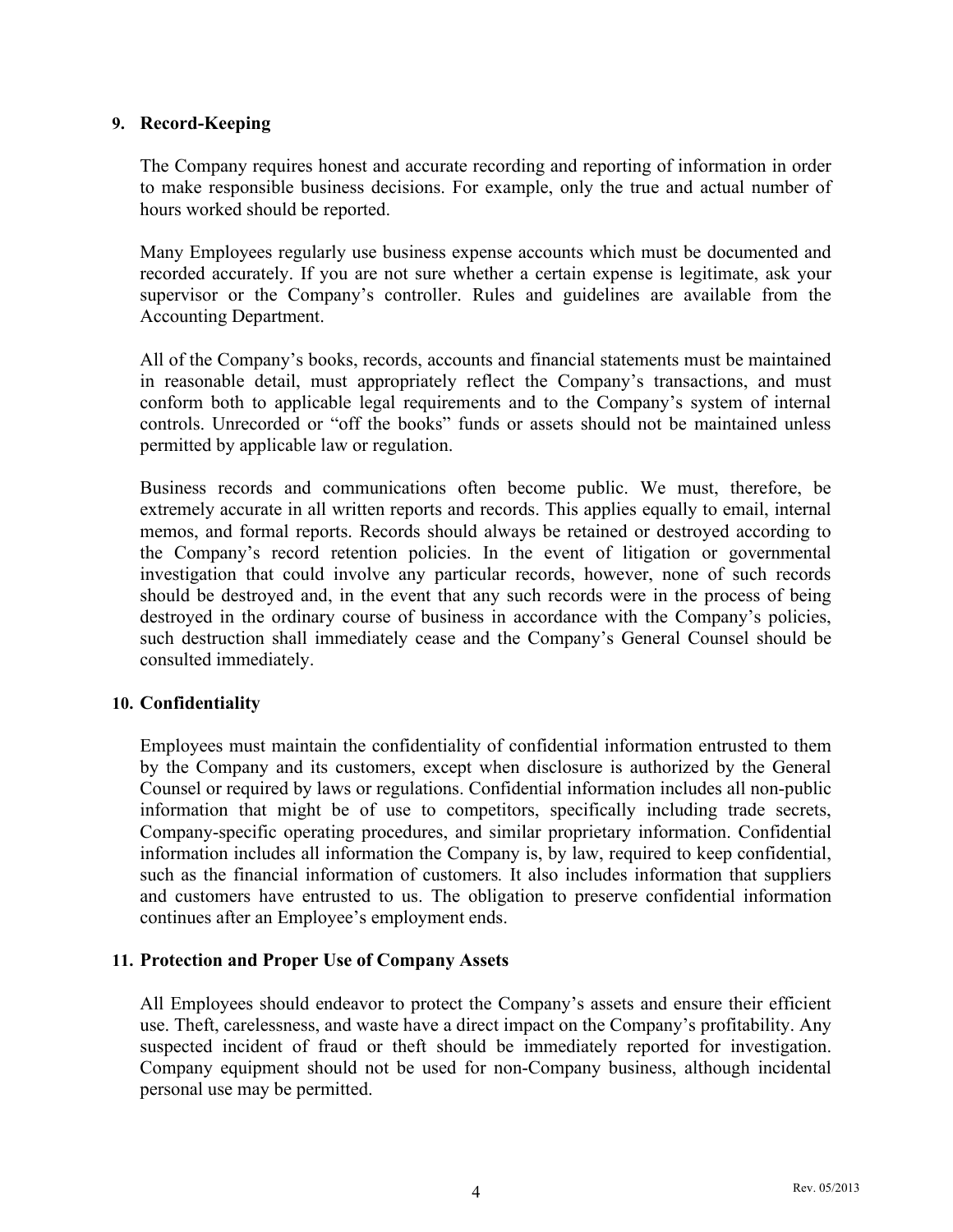## 9. Record-Keeping

The Company requires honest and accurate recording and reporting of information in order to make responsible business decisions. For example, only the true and actual number of hours worked should be reported.

Many Employees regularly use business expense accounts which must be documented and recorded accurately. If you are not sure whether a certain expense is legitimate, ask your supervisor or the Company's controller. Rules and guidelines are available from the Accounting Department.

All of the Company's books, records, accounts and financial statements must be maintained in reasonable detail, must appropriately reflect the Company's transactions, and must conform both to applicable legal requirements and to the Company's system of internal controls. Unrecorded or "off the books" funds or assets should not be maintained unless permitted by applicable law or regulation.

Business records and communications often become public. We must, therefore, be extremely accurate in all written reports and records. This applies equally to email, internal memos, and formal reports. Records should always be retained or destroyed according to the Company's record retention policies. In the event of litigation or governmental investigation that could involve any particular records, however, none of such records should be destroyed and, in the event that any such records were in the process of being destroyed in the ordinary course of business in accordance with the Company's policies, such destruction shall immediately cease and the Company's General Counsel should be consulted immediately.

## 10. Confidentiality

Employees must maintain the confidentiality of confidential information entrusted to them by the Company and its customers, except when disclosure is authorized by the General Counsel or required by laws or regulations. Confidential information includes all non-public information that might be of use to competitors, specifically including trade secrets, Company-specific operating procedures, and similar proprietary information. Confidential information includes all information the Company is, by law, required to keep confidential, such as the financial information of customers. It also includes information that suppliers and customers have entrusted to us. The obligation to preserve confidential information continues after an Employee's employment ends.

## 11. Protection and Proper Use of Company Assets

All Employees should endeavor to protect the Company's assets and ensure their efficient use. Theft, carelessness, and waste have a direct impact on the Company's profitability. Any suspected incident of fraud or theft should be immediately reported for investigation. Company equipment should not be used for non-Company business, although incidental personal use may be permitted.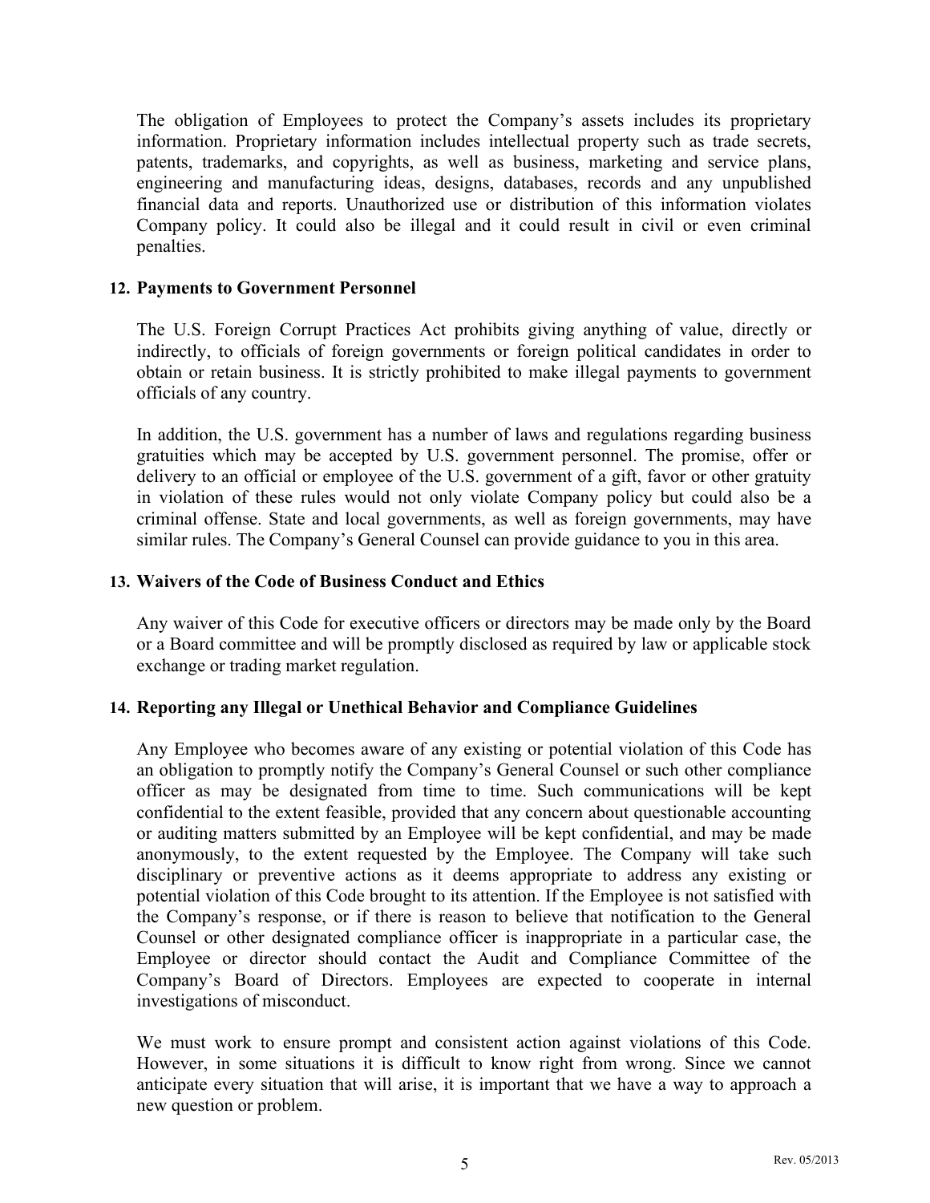The obligation of Employees to protect the Company's assets includes its proprietary information. Proprietary information includes intellectual property such as trade secrets, patents, trademarks, and copyrights, as well as business, marketing and service plans, engineering and manufacturing ideas, designs, databases, records and any unpublished financial data and reports. Unauthorized use or distribution of this information violates Company policy. It could also be illegal and it could result in civil or even criminal penalties.

**12. Payments to Government Personnel**

The U.S. Foreign Corrupt Practices Act prohibits giving anything of value, directly or indirectly, to officials of foreign governments or foreign political candidates in order to obtain or retain business. It is strictly prohibited to make illegal payments to government officials of any country.

In addition, the U.S. government has a number of laws and regulations regarding business gratuities which may be accepted by U.S. government personnel. The promise, offer or delivery to an official or employee of the U.S. government of a gift, favor or other gratuity in violation of these rules would not only violate Company policy but could also be a criminal offense. State and local governments, as well as foreign governments, may have similar rules. The Company's General Counsel can provide guidance to you in this area.

**13. Waivers of the Code of Business Conduct and Ethics**

Any waiver of this Code for executive officers or directors may be made only by the Board or a Board committee and will be promptly disclosed as required by law or applicable stock exchange or trading market regulation.

**14. Reporting any Illegal or Unethical Behavior and Compliance Guidelines**

Any Employee who becomes aware of any existing or potential violation of this Code has an obligation to promptly notify the Company's General Counsel or such other compliance officer as may be designated from time to time. Such communications will be kept confidential to the extent feasible, provided that any concern about questionable accounting or auditing matters submitted by an Employee will be kept confidential, and may be made anonymously, to the extent requested by the Employee. The Company will take such disciplinary or preventive actions as it deems appropriate to address any existing or potential violation of this Code brought to its attention. If the Employee is not satisfied with the Company's response, or if there is reason to believe that notification to the General Counsel or other designated compliance officer is inappropriate in a particular case, the Employee or director should contact the Audit and Compliance Committee of the Company's Board of Directors. Employees are expected to cooperate in internal investigations of misconduct.

We must work to ensure prompt and consistent action against violations of this Code. However, in some situations it is difficult to know right from wrong. Since we cannot anticipate every situation that will arise, it is important that we have a way to approach a new question or problem.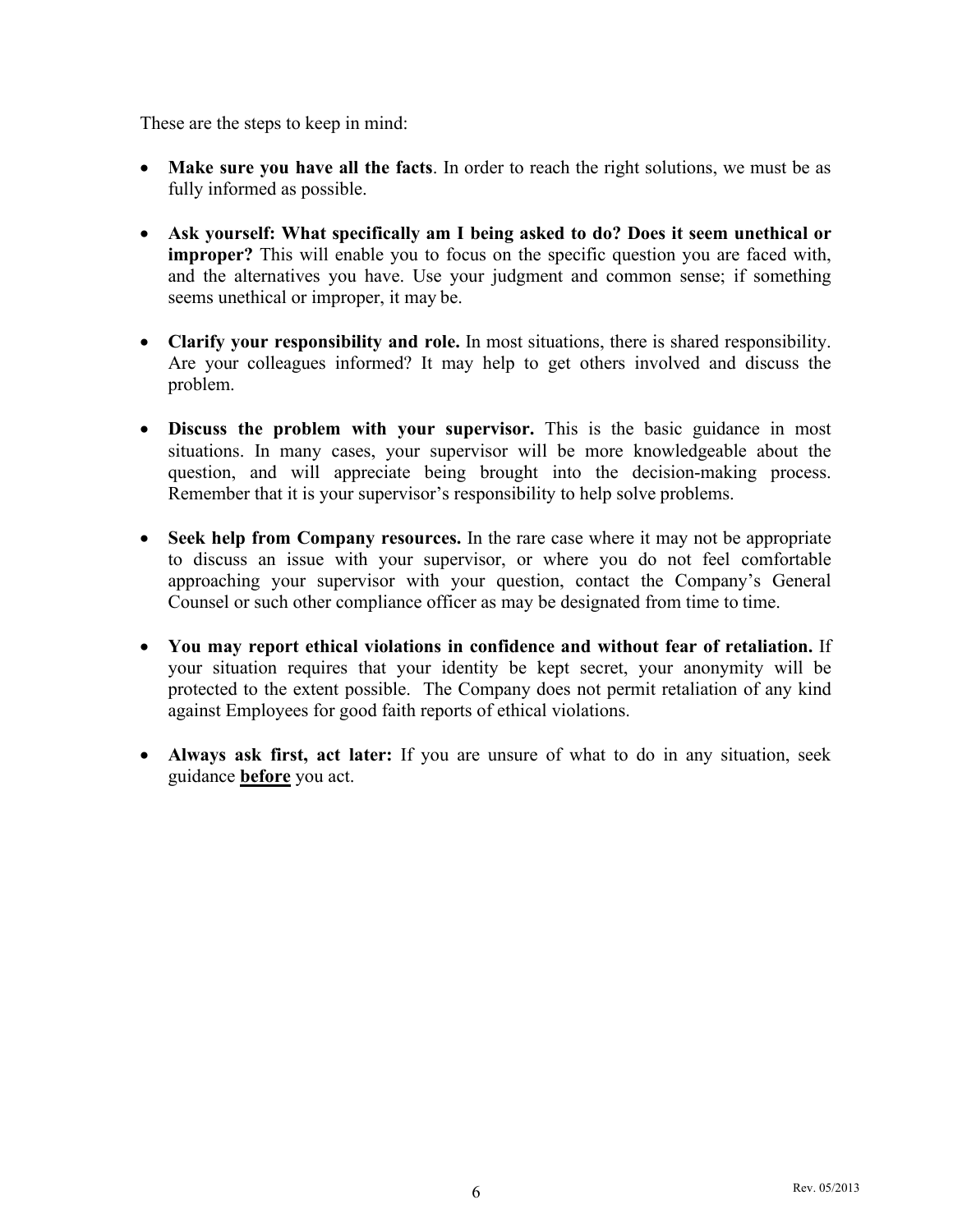These are the steps to keep in mind:

- **Make sure you have all the facts**. In order to reach the right solutions, we must be as fully informed as possible.

- **Ask yourself: What specifically am I being asked to do? Does it seem unethical or improper?** This will enable you to focus on the specific question you are faced with, and the alternatives you have. Use your judgment and common sense; if something seems unethical or improper, it may be.

- **Clarify your responsibility and role.** In most situations, there is shared responsibility. Are your colleagues informed? It may help to get others involved and discuss the problem.

- **Discuss the problem with your supervisor.** This is the basic guidance in most situations. In many cases, your supervisor will be more knowledgeable about the question, and will appreciate being brought into the decision-making process. Remember that it is your supervisor's responsibility to help solve problems.

- **Seek help from Company resources.** In the rare case where it may not be appropriate to discuss an issue with your supervisor, or where you do not feel comfortable approaching your supervisor with your question, contact the Company's General Counsel or such other compliance officer as may be designated from time to time.

- **You may report ethical violations in confidence and without fear of retaliation.** If your situation requires that your identity be kept secret, your anonymity will be protected to the extent possible. The Company does not permit retaliation of any kind against Employees for good faith reports of ethical violations.

- **Always ask first, act later:** If you are unsure of what to do in any situation, seek guidance <u>**before**</u> you act.